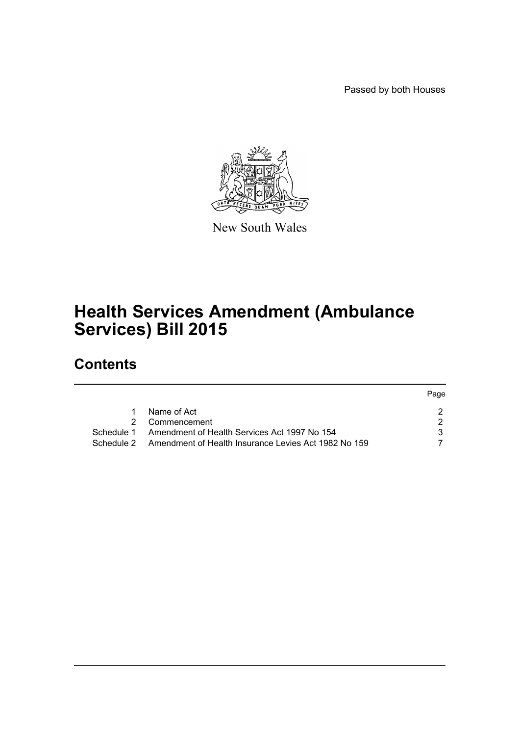Passed by both Houses

New South Wales

# Health Services Amendment (Ambulance Services) Bill 2015

## Contents

| | | Page |
|---|---|---|
| 1 | Name of Act | 2 |
| 2 | Commencement | 2 |
| Schedule 1 | Amendment of Health Services Act 1997 No 154 | 3 |
| Schedule 2 | Amendment of Health Insurance Levies Act 1982 No 159 | 7 |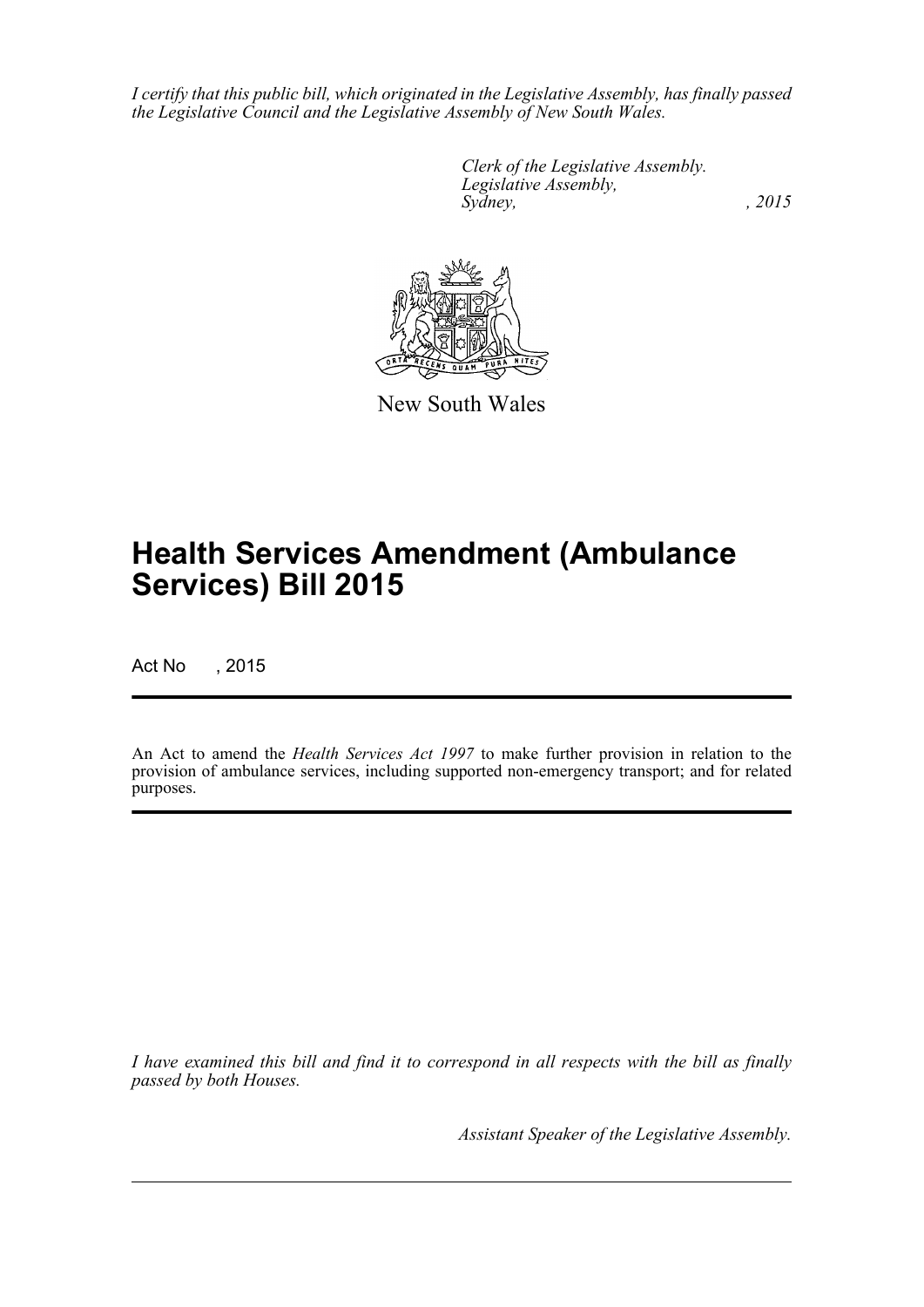*I certify that this public bill, which originated in the Legislative Assembly, has finally passed the Legislative Council and the Legislative Assembly of New South Wales.*

*Clerk of the Legislative Assembly.*
*Legislative Assembly,*
*Sydney, , 2015*

New South Wales

# Health Services Amendment (Ambulance Services) Bill 2015

Act No , 2015

An Act to amend the *Health Services Act 1997* to make further provision in relation to the provision of ambulance services, including supported non-emergency transport; and for related purposes.

*I have examined this bill and find it to correspond in all respects with the bill as finally passed by both Houses.*

*Assistant Speaker of the Legislative Assembly.*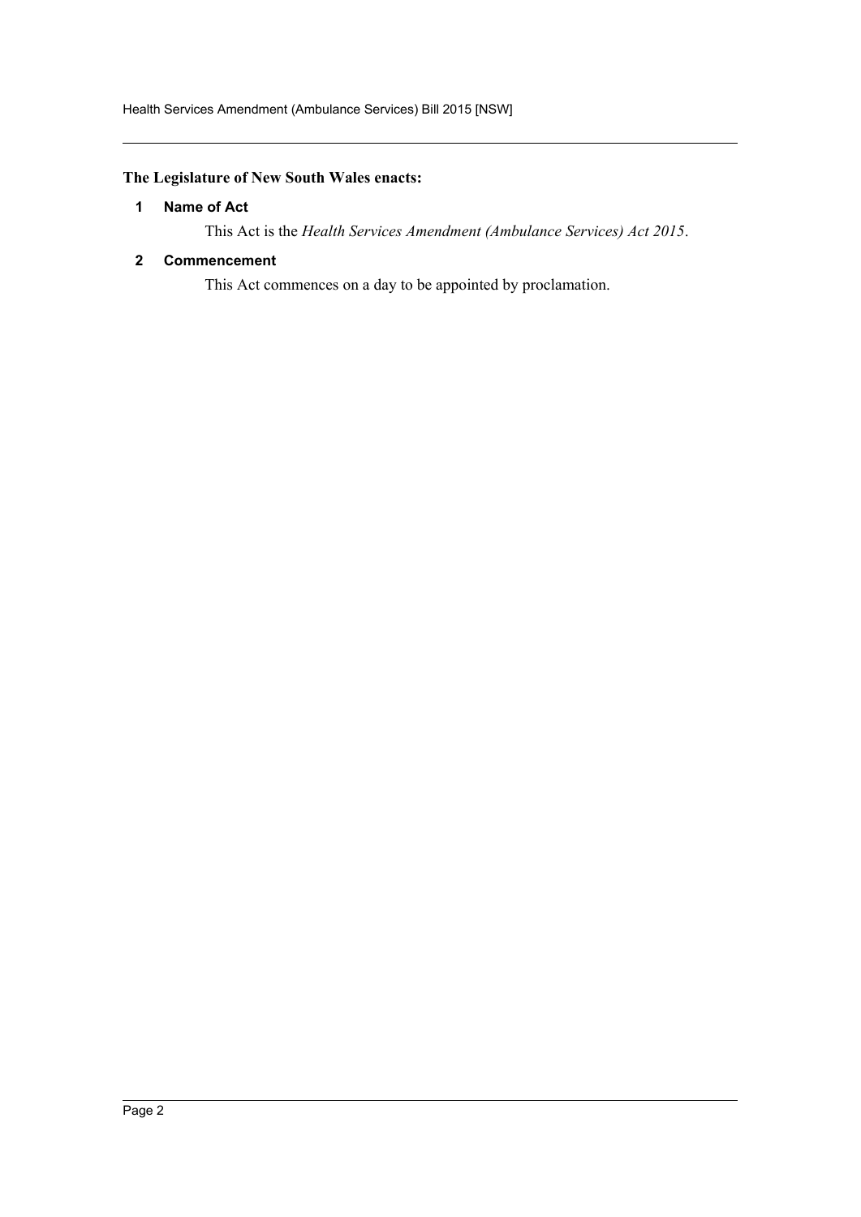**The Legislature of New South Wales enacts:**

### 1 Name of Act

This Act is the *Health Services Amendment (Ambulance Services) Act 2015*.

### 2 Commencement

This Act commences on a day to be appointed by proclamation.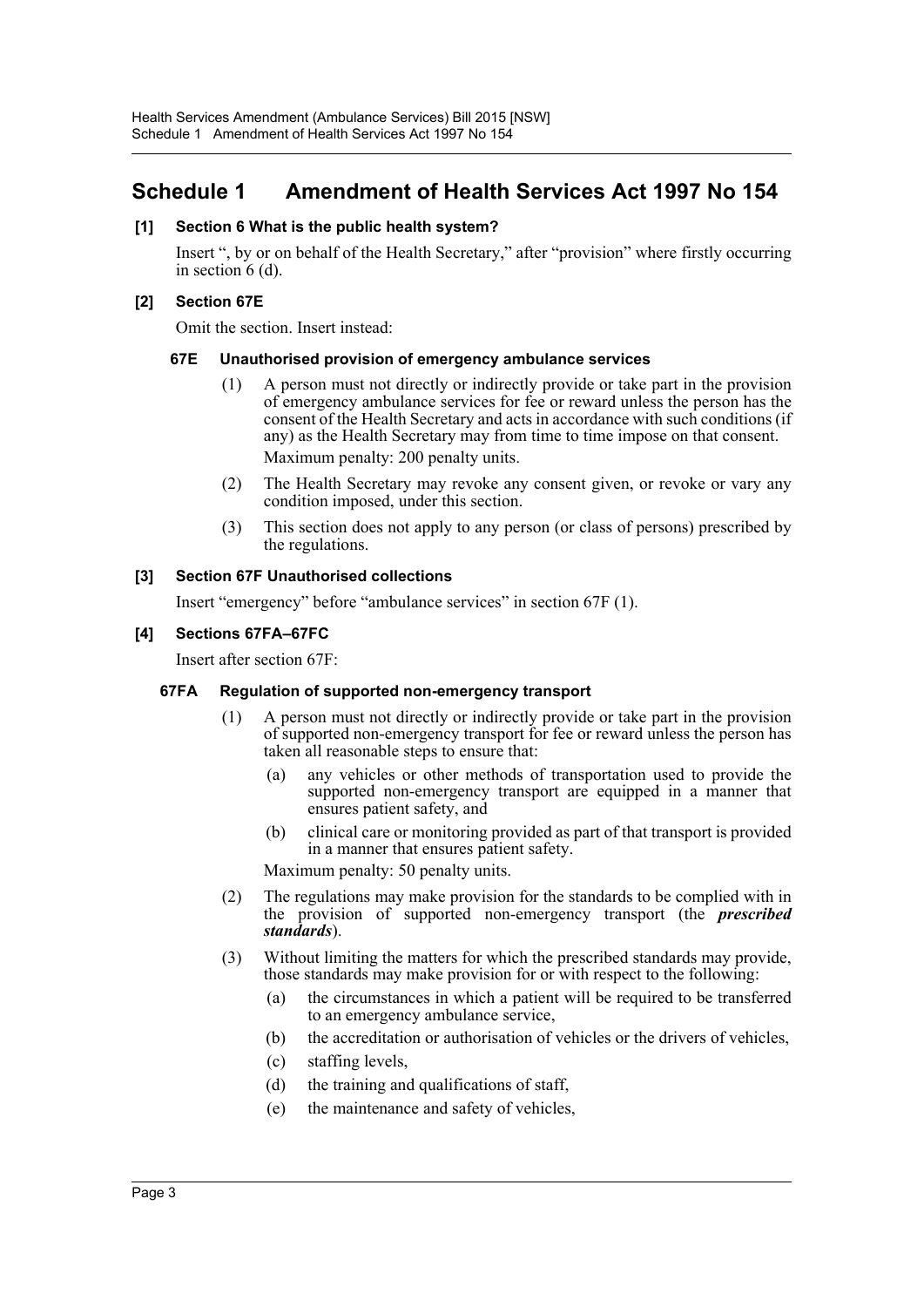# Schedule 1 Amendment of Health Services Act 1997 No 154

**[1] Section 6 What is the public health system?**

Insert ", by or on behalf of the Health Secretary," after "provision" where firstly occurring in section 6 (d).

**[2] Section 67E**

Omit the section. Insert instead:

**67E Unauthorised provision of emergency ambulance services**

(1) A person must not directly or indirectly provide or take part in the provision of emergency ambulance services for fee or reward unless the person has the consent of the Health Secretary and acts in accordance with such conditions (if any) as the Health Secretary may from time to time impose on that consent.

Maximum penalty: 200 penalty units.

(2) The Health Secretary may revoke any consent given, or revoke or vary any condition imposed, under this section.

(3) This section does not apply to any person (or class of persons) prescribed by the regulations.

**[3] Section 67F Unauthorised collections**

Insert "emergency" before "ambulance services" in section 67F (1).

**[4] Sections 67FA–67FC**

Insert after section 67F:

**67FA Regulation of supported non-emergency transport**

(1) A person must not directly or indirectly provide or take part in the provision of supported non-emergency transport for fee or reward unless the person has taken all reasonable steps to ensure that:

(a) any vehicles or other methods of transportation used to provide the supported non-emergency transport are equipped in a manner that ensures patient safety, and

(b) clinical care or monitoring provided as part of that transport is provided in a manner that ensures patient safety.

Maximum penalty: 50 penalty units.

(2) The regulations may make provision for the standards to be complied with in the provision of supported non-emergency transport (the ***prescribed standards***).

(3) Without limiting the matters for which the prescribed standards may provide, those standards may make provision for or with respect to the following:

(a) the circumstances in which a patient will be required to be transferred to an emergency ambulance service,

(b) the accreditation or authorisation of vehicles or the drivers of vehicles,

(c) staffing levels,

(d) the training and qualifications of staff,

(e) the maintenance and safety of vehicles,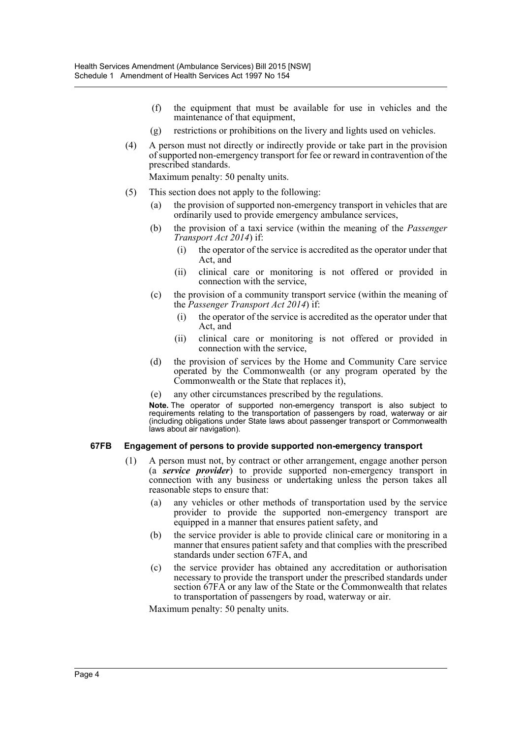(f) the equipment that must be available for use in vehicles and the maintenance of that equipment,

(g) restrictions or prohibitions on the livery and lights used on vehicles.

(4) A person must not directly or indirectly provide or take part in the provision of supported non-emergency transport for fee or reward in contravention of the prescribed standards.

Maximum penalty: 50 penalty units.

(5) This section does not apply to the following:

(a) the provision of supported non-emergency transport in vehicles that are ordinarily used to provide emergency ambulance services,

(b) the provision of a taxi service (within the meaning of the *Passenger Transport Act 2014*) if:

(i) the operator of the service is accredited as the operator under that Act, and

(ii) clinical care or monitoring is not offered or provided in connection with the service,

(c) the provision of a community transport service (within the meaning of the *Passenger Transport Act 2014*) if:

(i) the operator of the service is accredited as the operator under that Act, and

(ii) clinical care or monitoring is not offered or provided in connection with the service,

(d) the provision of services by the Home and Community Care service operated by the Commonwealth (or any program operated by the Commonwealth or the State that replaces it),

(e) any other circumstances prescribed by the regulations.

**Note.** The operator of supported non-emergency transport is also subject to requirements relating to the transportation of passengers by road, waterway or air (including obligations under State laws about passenger transport or Commonwealth laws about air navigation).

### 67FB Engagement of persons to provide supported non-emergency transport

(1) A person must not, by contract or other arrangement, engage another person (a ***service provider***) to provide supported non-emergency transport in connection with any business or undertaking unless the person takes all reasonable steps to ensure that:

(a) any vehicles or other methods of transportation used by the service provider to provide the supported non-emergency transport are equipped in a manner that ensures patient safety, and

(b) the service provider is able to provide clinical care or monitoring in a manner that ensures patient safety and that complies with the prescribed standards under section 67FA, and

(c) the service provider has obtained any accreditation or authorisation necessary to provide the transport under the prescribed standards under section 67FA or any law of the State or the Commonwealth that relates to transportation of passengers by road, waterway or air.

Maximum penalty: 50 penalty units.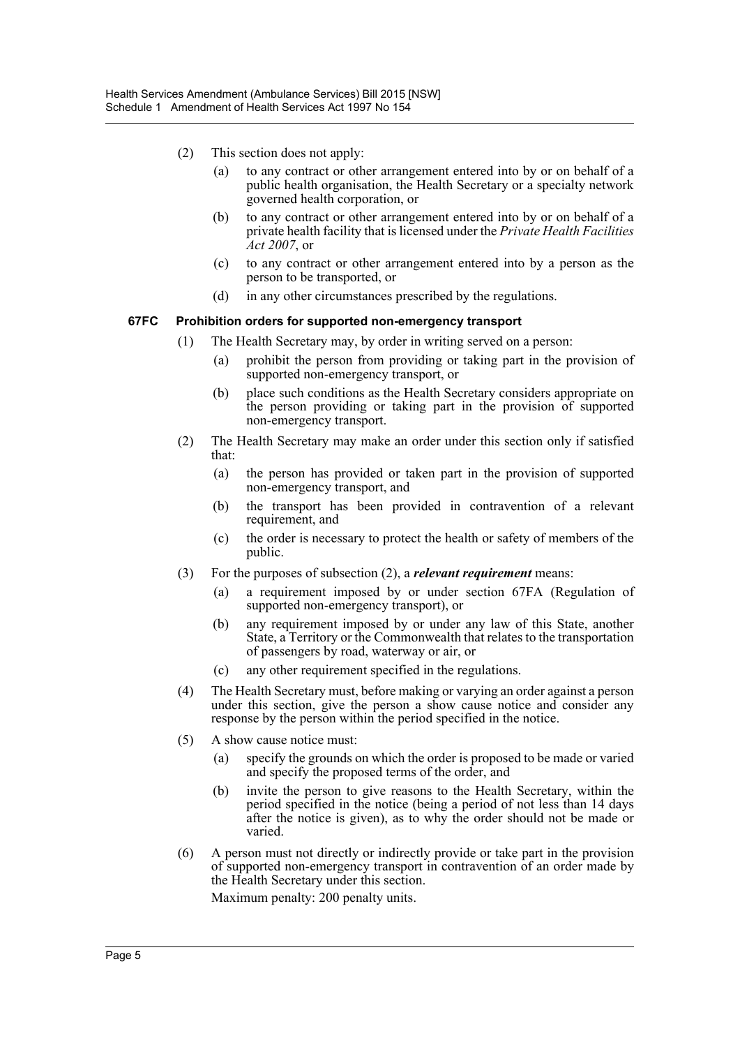(2) This section does not apply:

(a) to any contract or other arrangement entered into by or on behalf of a public health organisation, the Health Secretary or a specialty network governed health corporation, or

(b) to any contract or other arrangement entered into by or on behalf of a private health facility that is licensed under the *Private Health Facilities Act 2007*, or

(c) to any contract or other arrangement entered into by a person as the person to be transported, or

(d) in any other circumstances prescribed by the regulations.

### 67FC Prohibition orders for supported non-emergency transport

(1) The Health Secretary may, by order in writing served on a person:

(a) prohibit the person from providing or taking part in the provision of supported non-emergency transport, or

(b) place such conditions as the Health Secretary considers appropriate on the person providing or taking part in the provision of supported non-emergency transport.

(2) The Health Secretary may make an order under this section only if satisfied that:

(a) the person has provided or taken part in the provision of supported non-emergency transport, and

(b) the transport has been provided in contravention of a relevant requirement, and

(c) the order is necessary to protect the health or safety of members of the public.

(3) For the purposes of subsection (2), a ***relevant requirement*** means:

(a) a requirement imposed by or under section 67FA (Regulation of supported non-emergency transport), or

(b) any requirement imposed by or under any law of this State, another State, a Territory or the Commonwealth that relates to the transportation of passengers by road, waterway or air, or

(c) any other requirement specified in the regulations.

(4) The Health Secretary must, before making or varying an order against a person under this section, give the person a show cause notice and consider any response by the person within the period specified in the notice.

(5) A show cause notice must:

(a) specify the grounds on which the order is proposed to be made or varied and specify the proposed terms of the order, and

(b) invite the person to give reasons to the Health Secretary, within the period specified in the notice (being a period of not less than 14 days after the notice is given), as to why the order should not be made or varied.

(6) A person must not directly or indirectly provide or take part in the provision of supported non-emergency transport in contravention of an order made by the Health Secretary under this section.

Maximum penalty: 200 penalty units.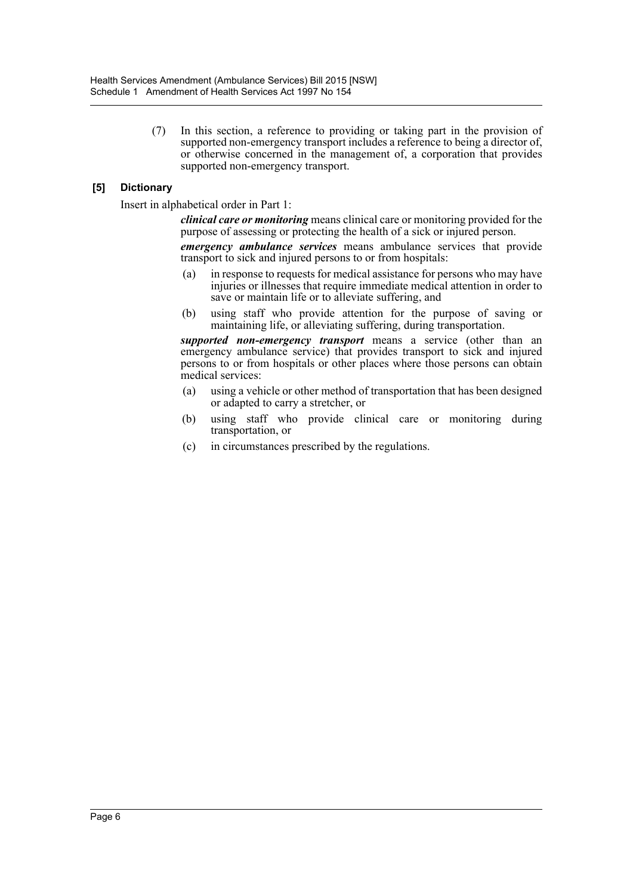(7) In this section, a reference to providing or taking part in the provision of supported non-emergency transport includes a reference to being a director of, or otherwise concerned in the management of, a corporation that provides supported non-emergency transport.

**[5] Dictionary**

Insert in alphabetical order in Part 1:

> ***clinical care or monitoring*** means clinical care or monitoring provided for the purpose of assessing or protecting the health of a sick or injured person.
>
> ***emergency ambulance services*** means ambulance services that provide transport to sick and injured persons to or from hospitals:
>
> (a) in response to requests for medical assistance for persons who may have injuries or illnesses that require immediate medical attention in order to save or maintain life or to alleviate suffering, and
>
> (b) using staff who provide attention for the purpose of saving or maintaining life, or alleviating suffering, during transportation.
>
> ***supported non-emergency transport*** means a service (other than an emergency ambulance service) that provides transport to sick and injured persons to or from hospitals or other places where those persons can obtain medical services:
>
> (a) using a vehicle or other method of transportation that has been designed or adapted to carry a stretcher, or
>
> (b) using staff who provide clinical care or monitoring during transportation, or
>
> (c) in circumstances prescribed by the regulations.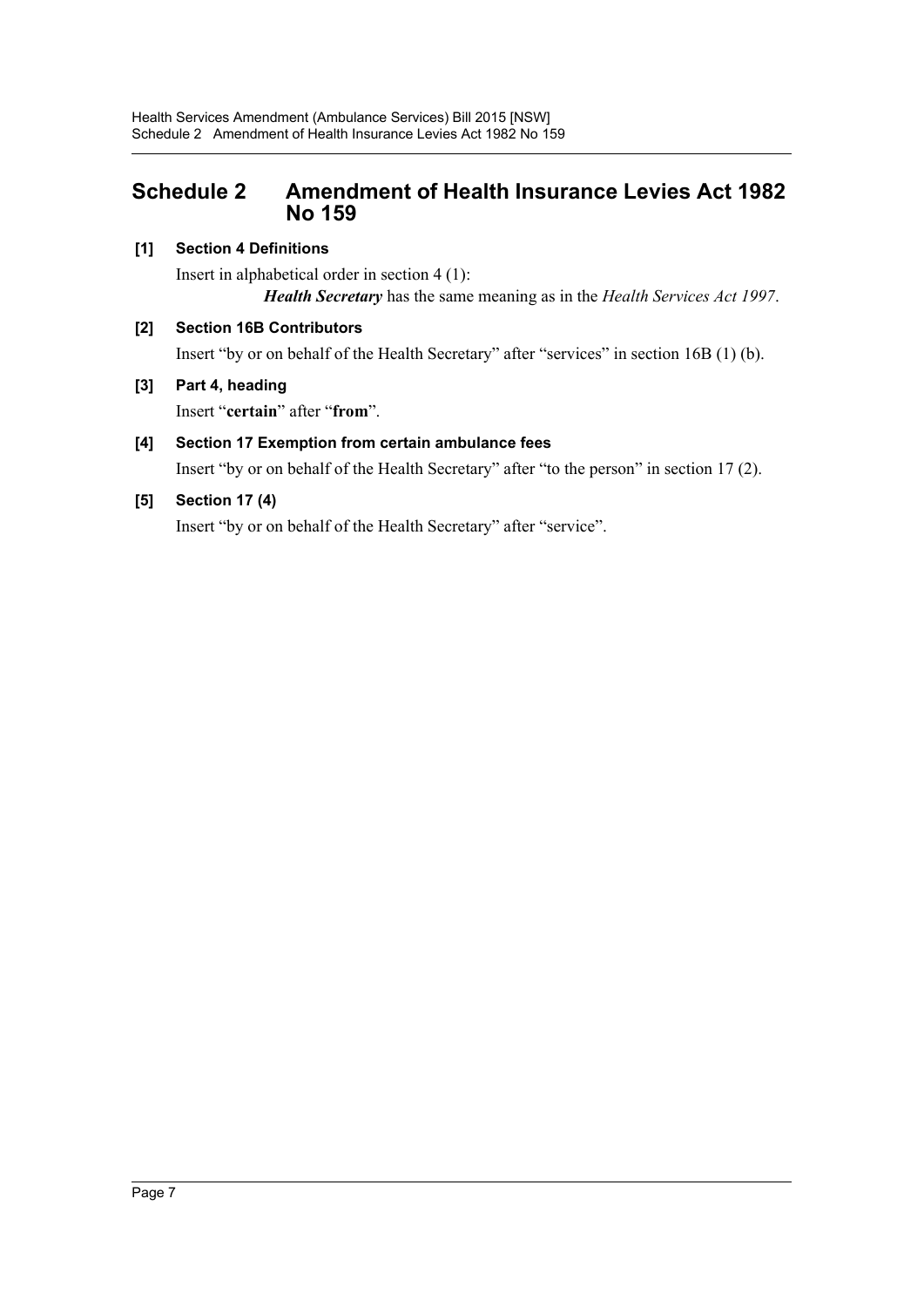## Schedule 2 Amendment of Health Insurance Levies Act 1982 No 159

**[1] Section 4 Definitions**

Insert in alphabetical order in section 4 (1):

***Health Secretary*** has the same meaning as in the *Health Services Act 1997*.

**[2] Section 16B Contributors**

Insert "by or on behalf of the Health Secretary" after "services" in section 16B (1) (b).

**[3] Part 4, heading**

Insert "**certain**" after "**from**".

**[4] Section 17 Exemption from certain ambulance fees**

Insert "by or on behalf of the Health Secretary" after "to the person" in section 17 (2).

**[5] Section 17 (4)**

Insert "by or on behalf of the Health Secretary" after "service".